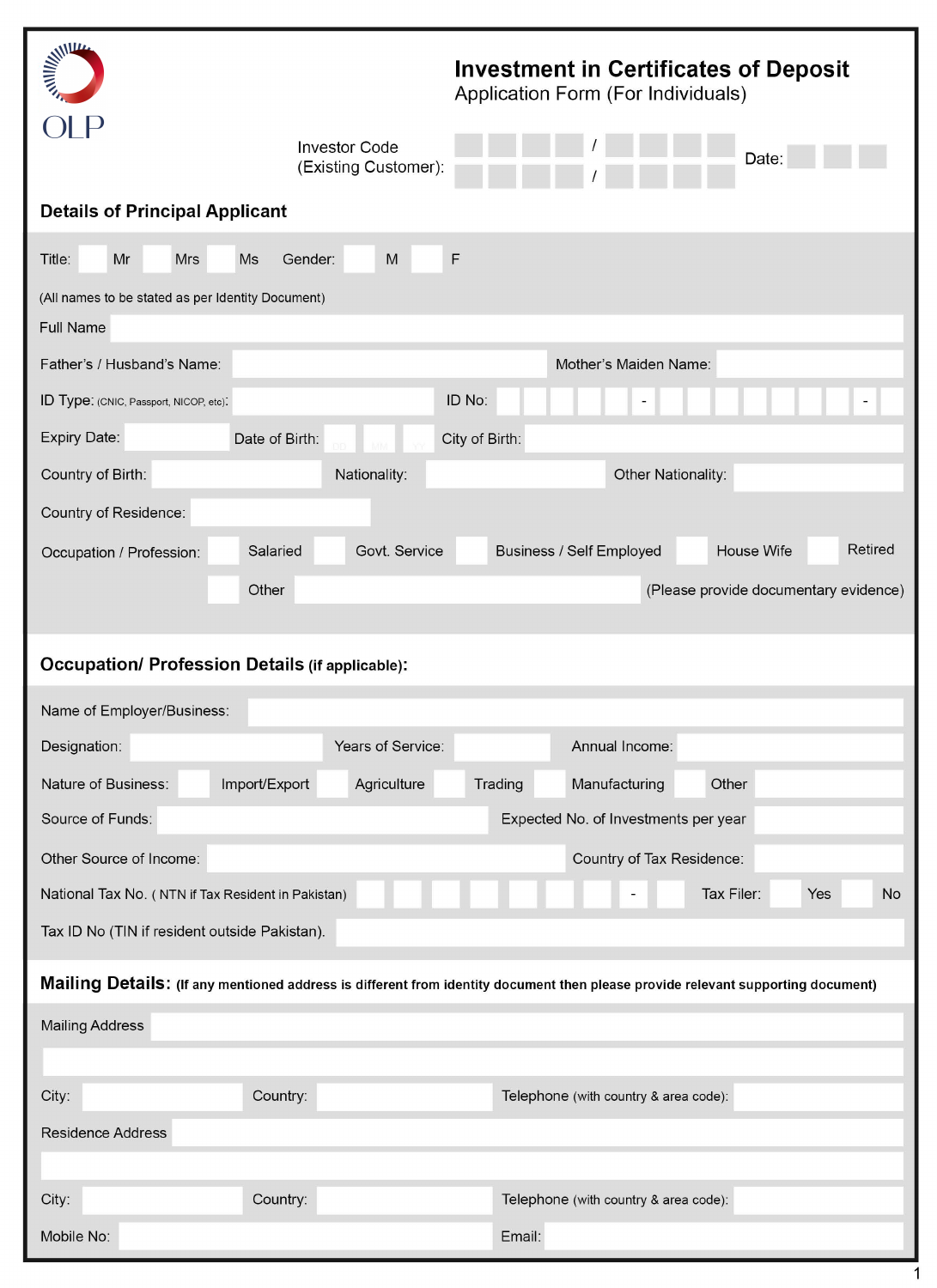OLP

# Investment in Certificates of Deposit

Application Form (For Individuals)

Investor Code (Existing Customer): ____ ____ ____ ____ / ____ ____ ____ ____ / ____ ____ ____ ____

Date: ____ ____ ____

## Details of Principal Applicant

Title: ☐ Mr ☐ Mrs ☐ Ms Gender: ☐ M ☐ F

(All names to be stated as per Identity Document)

Full Name: ____________________

Father's / Husband's Name: ____________________ Mother's Maiden Name: ____________________

ID Type: (CNIC, Passport, NICOP, etc): ____________________ ID No: ____ - ____ - ____

Expiry Date: __________ Date of Birth: DD MM YY City of Birth: ____________________

Country of Birth: __________ Nationality: __________ Other Nationality: __________

Country of Residence: ____________________

Occupation / Profession: ☐ Salaried ☐ Govt. Service ☐ Business / Self Employed ☐ House Wife ☐ Retired

☐ Other ____________________ (Please provide documentary evidence)

## Occupation/ Profession Details (if applicable):

Name of Employer/Business: ____________________

Designation: __________ Years of Service: __________ Annual Income: __________

Nature of Business: ☐ Import/Export ☐ Agriculture ☐ Trading ☐ Manufacturing ☐ Other __________

Source of Funds: ____________________ Expected No. of Investments per year __________

Other Source of Income: ____________________ Country of Tax Residence: __________

National Tax No. ( NTN if Tax Resident in Pakistan) ____ - ____ Tax Filer: ☐ Yes ☐ No

Tax ID No (TIN if resident outside Pakistan). ____________________

## Mailing Details: (If any mentioned address is different from identity document then please provide relevant supporting document)

Mailing Address ____________________

____________________

City: __________ Country: __________ Telephone (with country & area code): __________

Residence Address ____________________

____________________

City: __________ Country: __________ Telephone (with country & area code): __________

Mobile No: __________ Email: __________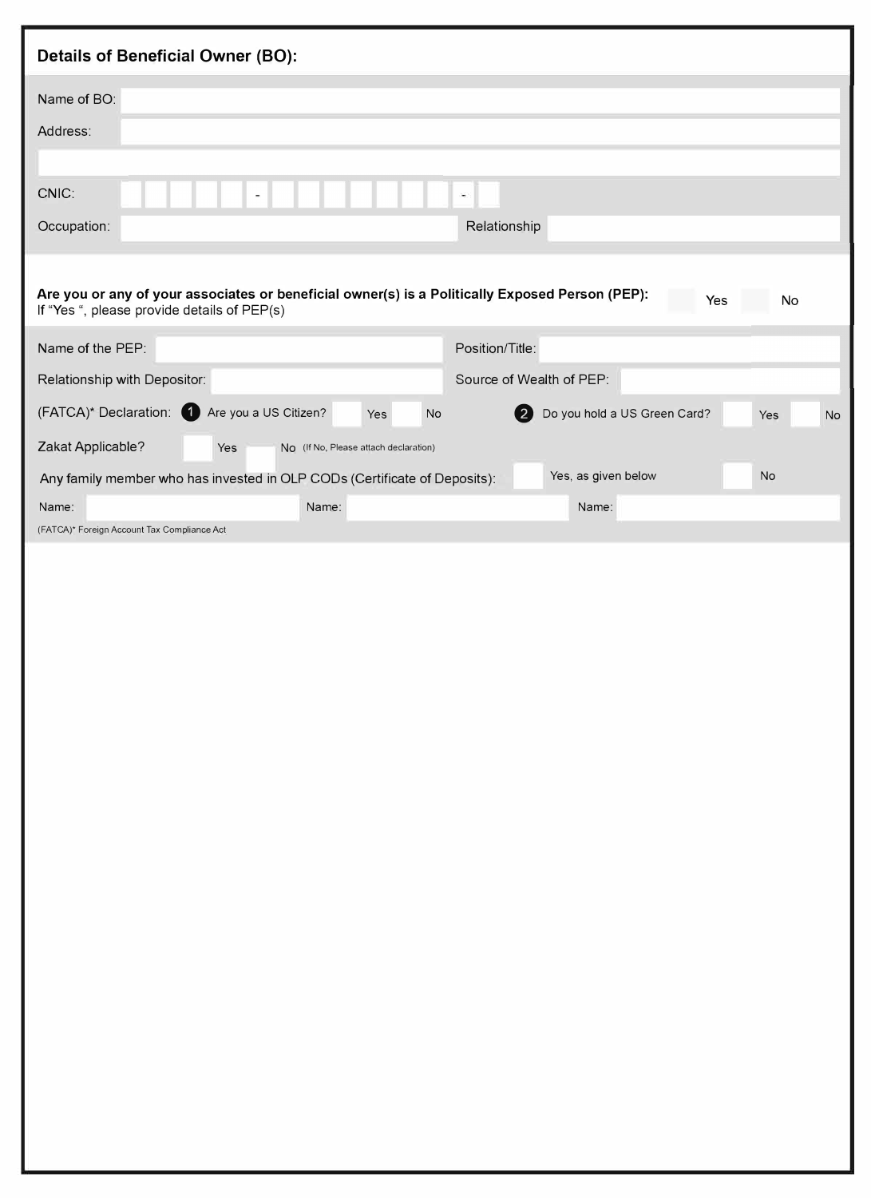## Details of Beneficial Owner (BO):

Name of BO:

Address:

CNIC: ☐☐☐☐☐ - ☐☐☐☐☐☐☐ - ☐

Occupation: Relationship

**Are you or any of your associates or beneficial owner(s) is a Politically Exposed Person (PEP):** ☐ Yes ☐ No

If "Yes ", please provide details of PEP(s)

Name of the PEP: Position/Title:

Relationship with Depositor: Source of Wealth of PEP:

(FATCA)* Declaration: ❶ Are you a US Citizen? ☐ Yes ☐ No ❷ Do you hold a US Green Card? ☐ Yes ☐ No

Zakat Applicable? ☐ Yes ☐ No (If No, Please attach declaration)

Any family member who has invested in OLP CODs (Certificate of Deposits): ☐ Yes, as given below ☐ No

Name: Name: Name:

(FATCA)* Foreign Account Tax Compliance Act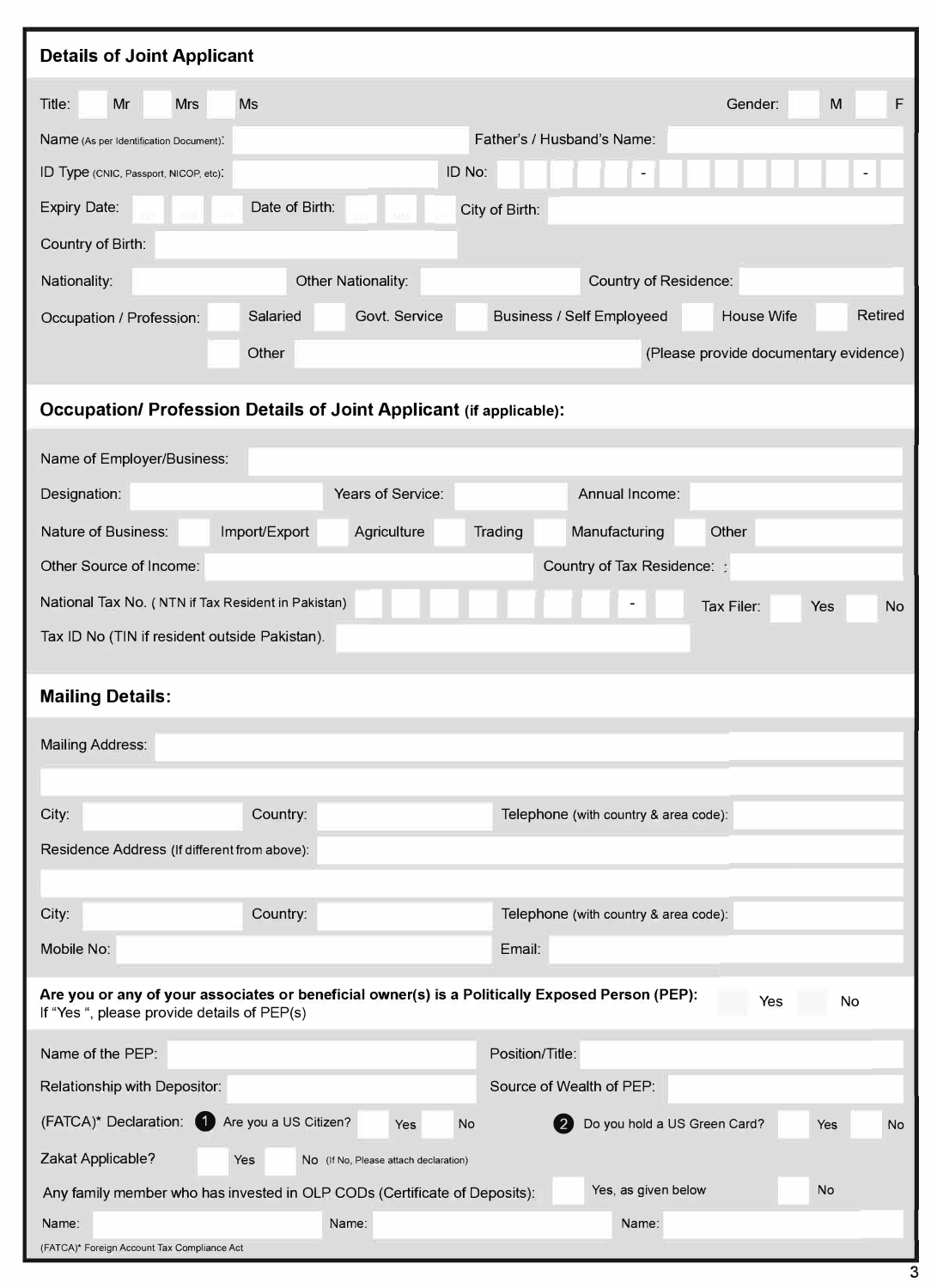## Details of Joint Applicant

Title: ☐ Mr ☐ Mrs ☐ Ms     Gender: ☐ M ☐ F

Name (As per Identification Document): ____________     Father's / Husband's Name: ____________

ID Type (CNIC, Passport, NICOP, etc): ____________     ID No: ☐☐☐☐☐ - ☐☐☐☐☐☐☐ - ☐

Expiry Date: ____________     Date of Birth: ____________     City of Birth: ____________

Country of Birth: ____________

Nationality: ____________     Other Nationality: ____________     Country of Residence: ____________

Occupation / Profession: ☐ Salaried ☐ Govt. Service ☐ Business / Self Employeed ☐ House Wife ☐ Retired
☐ Other ____________ (Please provide documentary evidence)

## Occupation/ Profession Details of Joint Applicant (if applicable):

Name of Employer/Business: ____________

Designation: ____________     Years of Service: ____________     Annual Income: ____________

Nature of Business: ☐ Import/Export ☐ Agriculture ☐ Trading ☐ Manufacturing ☐ Other ____________

Other Source of Income: ____________     Country of Tax Residence: ____________

National Tax No. ( NTN if Tax Resident in Pakistan) ☐☐☐☐☐☐☐ - ☐     Tax Filer: ☐ Yes ☐ No

Tax ID No (TIN if resident outside Pakistan). ____________

## Mailing Details:

Mailing Address: ____________

____________

City: ____________     Country: ____________     Telephone (with country & area code): ____________

Residence Address (If different from above): ____________

____________

City: ____________     Country: ____________     Telephone (with country & area code): ____________

Mobile No: ____________     Email: ____________

**Are you or any of your associates or beneficial owner(s) is a Politically Exposed Person (PEP):** ☐ Yes ☐ No
If "Yes ", please provide details of PEP(s)

Name of the PEP: ____________     Position/Title: ____________

Relationship with Depositor: ____________     Source of Wealth of PEP: ____________

(FATCA)* Declaration: (1) Are you a US Citizen? ☐ Yes ☐ No     (2) Do you hold a US Green Card? ☐ Yes ☐ No

Zakat Applicable? ☐ Yes ☐ No (If No, Please attach declaration)

Any family member who has invested in OLP CODs (Certificate of Deposits): ☐ Yes, as given below ☐ No

Name: ____________     Name: ____________     Name: ____________

(FATCA)* Foreign Account Tax Compliance Act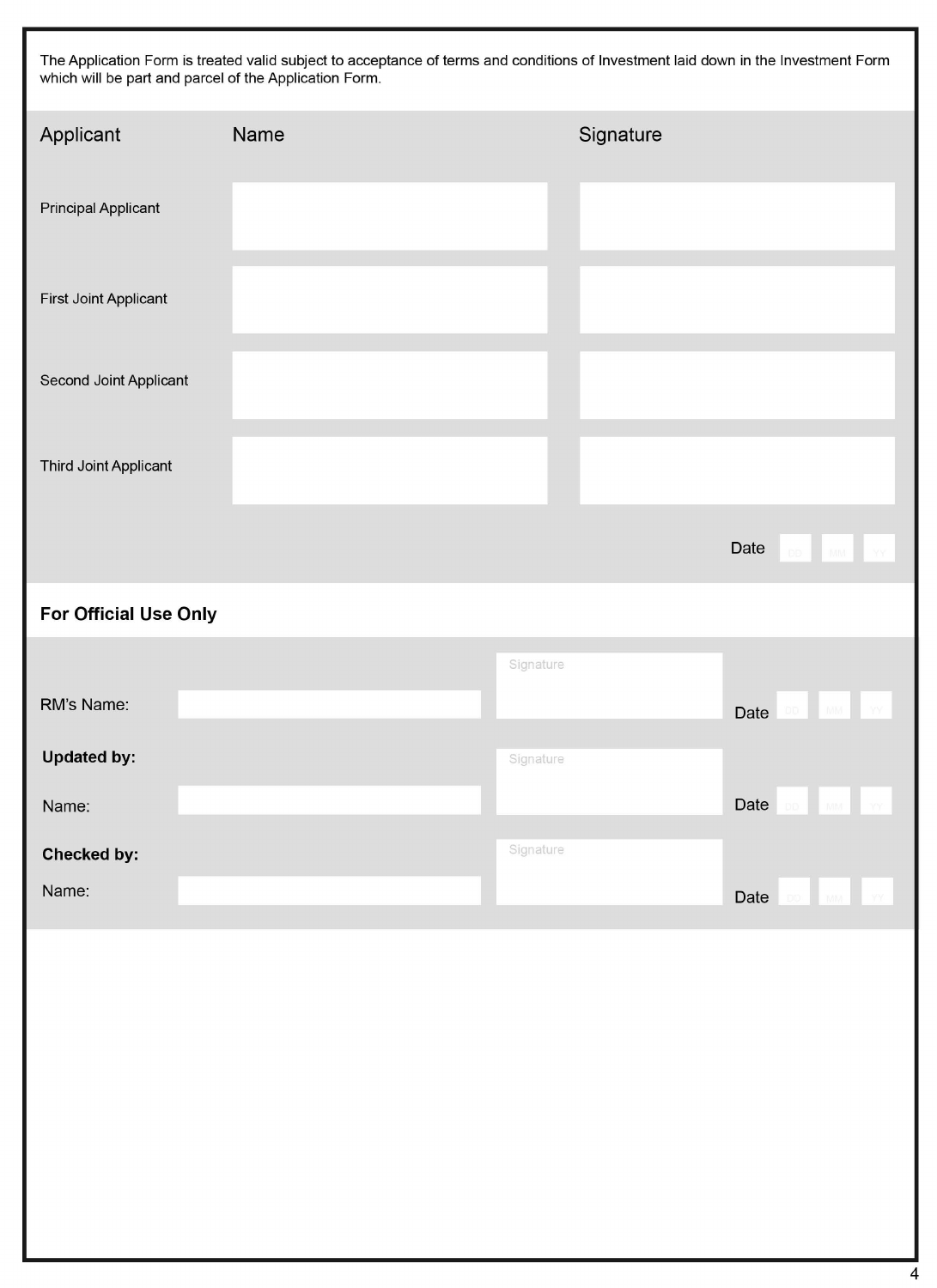The Application Form is treated valid subject to acceptance of terms and conditions of Investment laid down in the Investment Form which will be part and parcel of the Application Form.

| Applicant | Name | Signature |
| --- | --- | --- |
| Principal Applicant | | |
| First Joint Applicant | | |
| Second Joint Applicant | | |
| Third Joint Applicant | | |

Date DD MM YY

**For Official Use Only**

| | | | |
| --- | --- | --- | --- |
| RM's Name: | | Signature | Date DD MM YY |
| **Updated by:** Name: | | Signature | Date DD MM YY |
| **Checked by:** Name: | | Signature | Date DD MM YY |